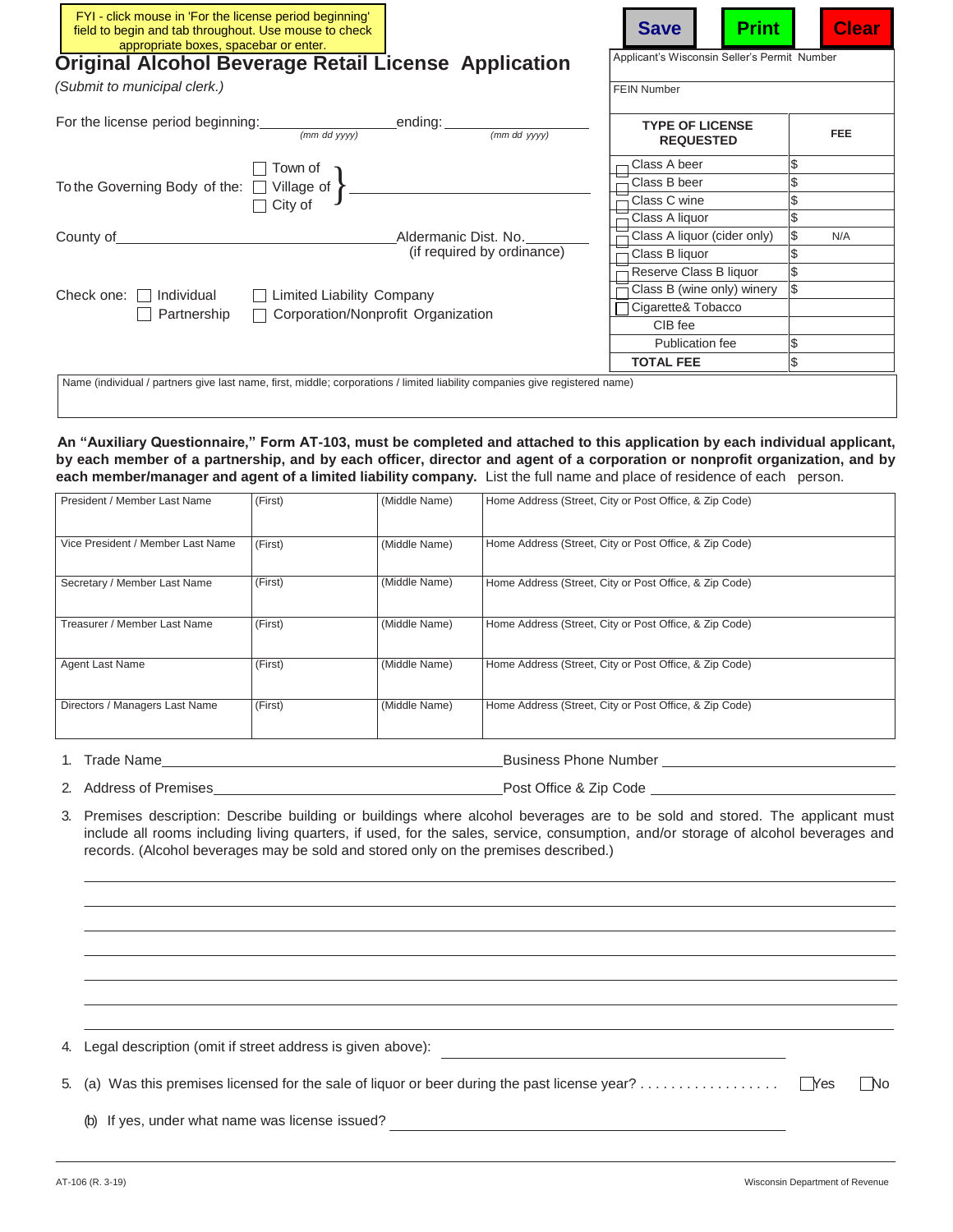FYI - click mouse in 'For the license period beginning' field to begin and tab throughout. Use mouse to check appropriate boxes, spacebar or enter.

Save Print Clear

# Original Alcohol Beverage Retail License Application

*(Submit to municipal clerk.)*

Applicant's Wisconsin Seller's Permit Number

FEIN Number

For the license period beginning: ________________ *(mm dd yyyy)* ending: ________________ *(mm dd yyyy)*

To the Governing Body of the: ☐ Town of ☐ Village of ☐ City of } ______________________________

County of ______________________________ Aldermanic Dist. No. ________ (if required by ordinance)

Check one: ☐ Individual ☐ Limited Liability Company ☐ Partnership ☐ Corporation/Nonprofit Organization

| TYPE OF LICENSE REQUESTED | FEE |
|---|---|
| ☐ Class A beer | $ |
| ☐ Class B beer | $ |
| ☐ Class C wine | $ |
| ☐ Class A liquor | $ |
| ☐ Class A liquor (cider only) | $ N/A |
| ☐ Class B liquor | $ |
| ☐ Reserve Class B liquor | $ |
| ☐ Class B (wine only) winery | $ |
| ☐ Cigarette& Tobacco | |
| CIB fee | |
| Publication fee | $ |
| **TOTAL FEE** | $ |

Name (individual / partners give last name, first, middle; corporations / limited liability companies give registered name)

**An "Auxiliary Questionnaire," Form AT-103, must be completed and attached to this application by each individual applicant, by each member of a partnership, and by each officer, director and agent of a corporation or nonprofit organization, and by each member/manager and agent of a limited liability company.** List the full name and place of residence of each person.

| President / Member Last Name | (First) | (Middle Name) | Home Address (Street, City or Post Office, & Zip Code) |
|---|---|---|---|
| Vice President / Member Last Name | (First) | (Middle Name) | Home Address (Street, City or Post Office, & Zip Code) |
| Secretary / Member Last Name | (First) | (Middle Name) | Home Address (Street, City or Post Office, & Zip Code) |
| Treasurer / Member Last Name | (First) | (Middle Name) | Home Address (Street, City or Post Office, & Zip Code) |
| Agent Last Name | (First) | (Middle Name) | Home Address (Street, City or Post Office, & Zip Code) |
| Directors / Managers Last Name | (First) | (Middle Name) | Home Address (Street, City or Post Office, & Zip Code) |

1. Trade Name ______________________________ Business Phone Number ______________________________
2. Address of Premises ______________________________ Post Office & Zip Code ______________________________
3. Premises description: Describe building or buildings where alcohol beverages are to be sold and stored. The applicant must include all rooms including living quarters, if used, for the sales, service, consumption, and/or storage of alcohol beverages and records. (Alcohol beverages may be sold and stored only on the premises described.)

______________________________________________________________________

______________________________________________________________________

______________________________________________________________________

______________________________________________________________________

______________________________________________________________________

______________________________________________________________________

______________________________________________________________________

4. Legal description (omit if street address is given above): ______________________________
5. (a) Was this premises licensed for the sale of liquor or beer during the past license year? . . . . . . . . . . . . . . . . . . ☐ Yes ☐ No

   (b) If yes, under what name was license issued? ______________________________

AT-106 (R. 3-19) Wisconsin Department of Revenue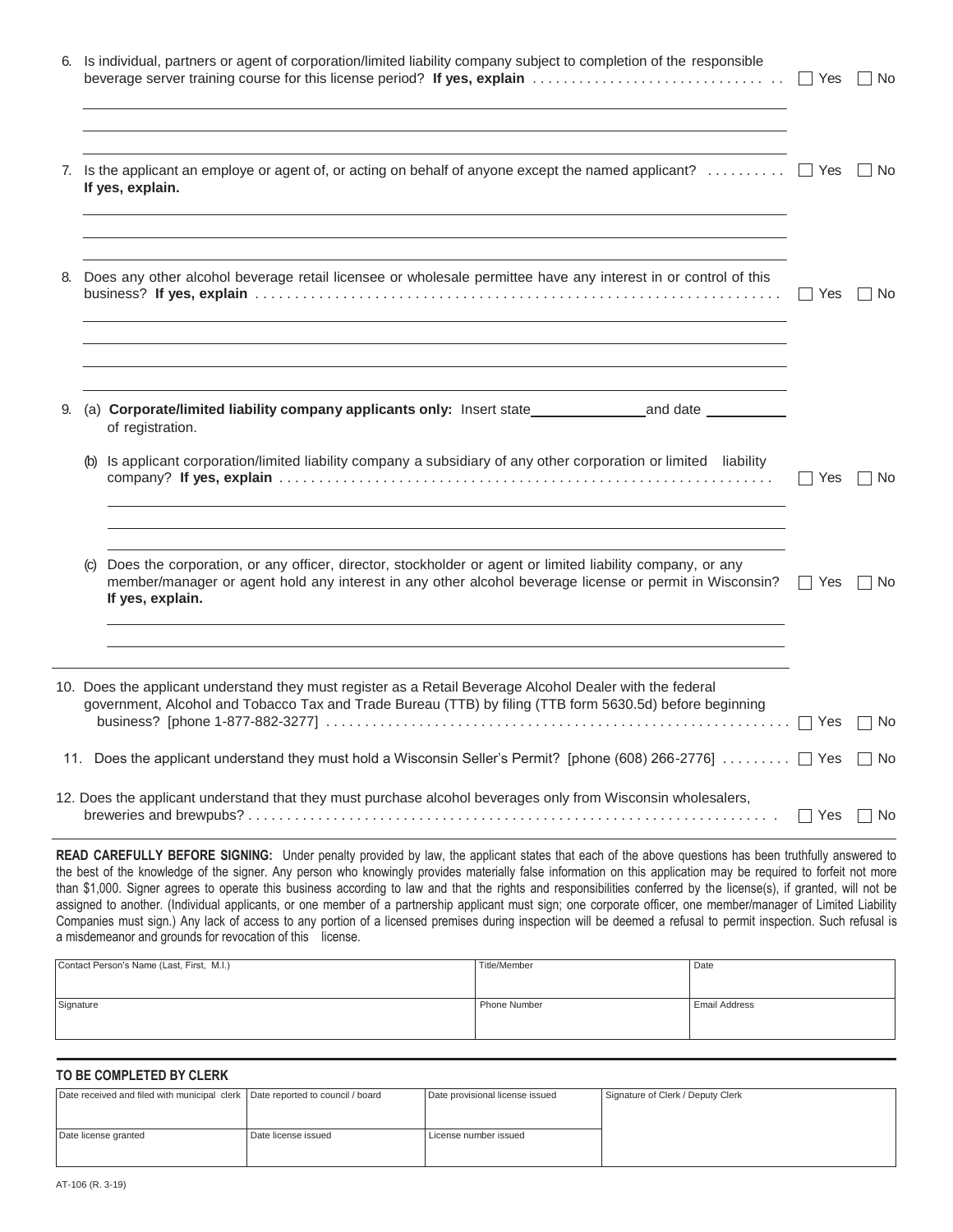6. Is individual, partners or agent of corporation/limited liability company subject to completion of the responsible beverage server training course for this license period? **If yes, explain** . . . . . . . . . . . . . . . . . . . . . . . . . . . . . . . . ☐ Yes ☐ No

7. Is the applicant an employe or agent of, or acting on behalf of anyone except the named applicant? . . . . . . . . . . ☐ Yes ☐ No
**If yes, explain.**

8. Does any other alcohol beverage retail licensee or wholesale permittee have any interest in or control of this business? **If yes, explain** . . . . . . . . . . . . . . . . . . . . . . . . . . . . . . . . . . . . . . . . . . . . . . . . . . . . . . . . . . . . . . . . . . . ☐ Yes ☐ No

9. (a) **Corporate/limited liability company applicants only:** Insert state ______________ and date __________ of registration.

   (b) Is applicant corporation/limited liability company a subsidiary of any other corporation or limited liability company? **If yes, explain** . . . . . . . . . . . . . . . . . . . . . . . . . . . . . . . . . . . . . . . . . . . . . . . . . . . . . . . . . . . . . . . . ☐ Yes ☐ No

   (c) Does the corporation, or any officer, director, stockholder or agent or limited liability company, or any member/manager or agent hold any interest in any other alcohol beverage license or permit in Wisconsin? ☐ Yes ☐ No
   **If yes, explain.**

10. Does the applicant understand they must register as a Retail Beverage Alcohol Dealer with the federal government, Alcohol and Tobacco Tax and Trade Bureau (TTB) by filing (TTB form 5630.5d) before beginning business? [phone 1-877-882-3277] . . . . . . . . . . . . . . . . . . . . . . . . . . . . . . . . . . . . . . . . . . . . . . . . . . . . . . . . . . . . ☐ Yes ☐ No

11. Does the applicant understand they must hold a Wisconsin Seller's Permit? [phone (608) 266-2776] . . . . . . . . . ☐ Yes ☐ No

12. Does the applicant understand that they must purchase alcohol beverages only from Wisconsin wholesalers, breweries and brewpubs? . . . . . . . . . . . . . . . . . . . . . . . . . . . . . . . . . . . . . . . . . . . . . . . . . . . . . . . . . . . . . . . . . . . . . . ☐ Yes ☐ No

**READ CAREFULLY BEFORE SIGNING:** Under penalty provided by law, the applicant states that each of the above questions has been truthfully answered to the best of the knowledge of the signer. Any person who knowingly provides materially false information on this application may be required to forfeit not more than $1,000. Signer agrees to operate this business according to law and that the rights and responsibilities conferred by the license(s), if granted, will not be assigned to another. (Individual applicants, or one member of a partnership applicant must sign; one corporate officer, one member/manager of Limited Liability Companies must sign.) Any lack of access to any portion of a licensed premises during inspection will be deemed a refusal to permit inspection. Such refusal is a misdemeanor and grounds for revocation of this license.

| Contact Person's Name (Last, First, M.I.) | Title/Member | Date |
|---|---|---|
| Signature | Phone Number | Email Address |

**TO BE COMPLETED BY CLERK**

| Date received and filed with municipal clerk | Date reported to council / board | Date provisional license issued | Signature of Clerk / Deputy Clerk |
|---|---|---|---|
| Date license granted | Date license issued | License number issued | |

AT-106 (R. 3-19)